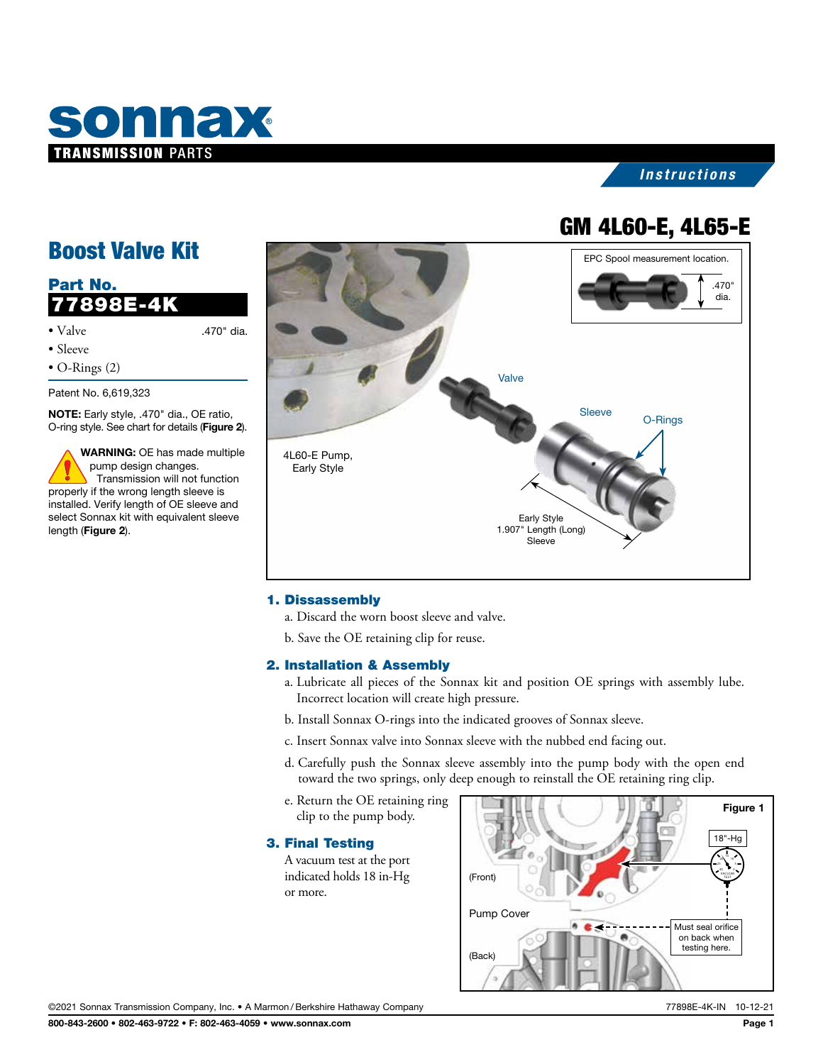# Boost Valve Kit

## GM 4L60-E, 4L65-E

**Part No.**
**77898E-4K**

- Valve .470" dia.
- Sleeve
- O-Rings (2)

Patent No. 6,619,323

**NOTE:** Early style, .470" dia., OE ratio, O-ring style. See chart for details (**Figure 2**).

**WARNING:** OE has made multiple pump design changes. Transmission will not function properly if the wrong length sleeve is installed. Verify length of OE sleeve and select Sonnax kit with equivalent sleeve length (**Figure 2**).

EPC Spool measurement location.

.470" dia.

Valve

Sleeve

O-Rings

4L60-E Pump, Early Style

Early Style 1.907" Length (Long) Sleeve

### 1. Dissassembly

a. Discard the worn boost sleeve and valve.

b. Save the OE retaining clip for reuse.

### 2. Installation & Assembly

a. Lubricate all pieces of the Sonnax kit and position OE springs with assembly lube. Incorrect location will create high pressure.

b. Install Sonnax O-rings into the indicated grooves of Sonnax sleeve.

c. Insert Sonnax valve into Sonnax sleeve with the nubbed end facing out.

d. Carefully push the Sonnax sleeve assembly into the pump body with the open end toward the two springs, only deep enough to reinstall the OE retaining ring clip.

e. Return the OE retaining ring clip to the pump body.

### 3. Final Testing

A vacuum test at the port indicated holds 18 in-Hg or more.

**Figure 1**

18"-Hg

(Front)

Pump Cover

(Back)

Must seal orifice on back when testing here.

©2021 Sonnax Transmission Company, Inc. • A Marmon / Berkshire Hathaway Company

77898E-4K-IN 10-12-21

800-843-2600 • 802-463-9722 • F: 802-463-4059 • www.sonnax.com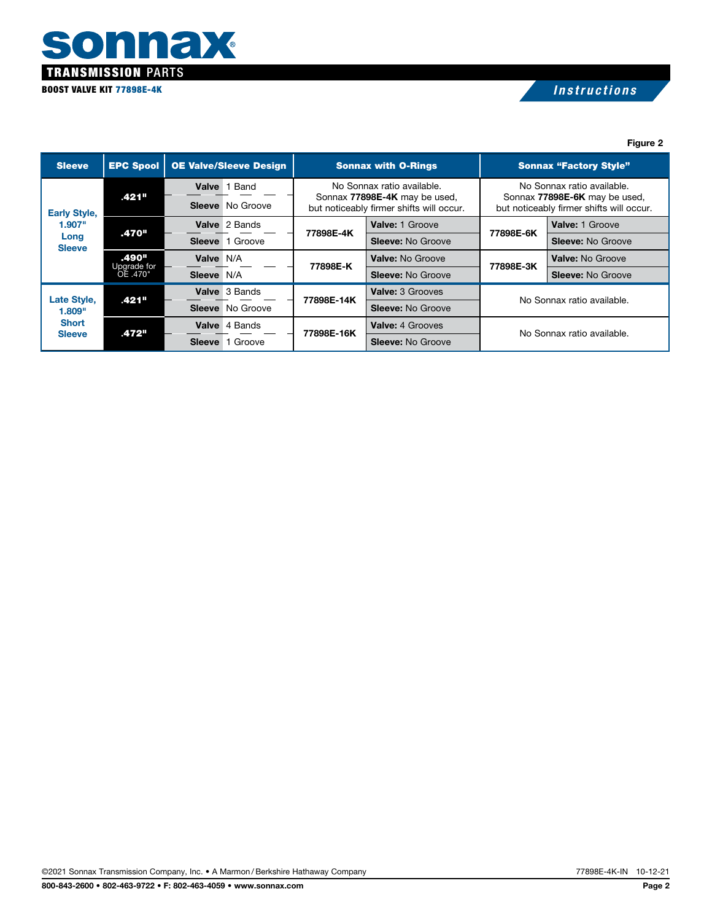Figure 2

| Sleeve | EPC Spool | OE Valve/Sleeve Design | | Sonnax with O-Rings | | Sonnax "Factory Style" | |
|---|---|---|---|---|---|---|---|
| Early Style, 1.907" Long Sleeve | .421" | Valve | 1 Band | No Sonnax ratio available. Sonnax **77898E-4K** may be used, but noticeably firmer shifts will occur. | | No Sonnax ratio available. Sonnax **77898E-6K** may be used, but noticeably firmer shifts will occur. | |
| | | Sleeve | No Groove | | | | |
| | .470" | Valve | 2 Bands | 77898E-4K | **Valve:** 1 Groove | 77898E-6K | **Valve:** 1 Groove |
| | | Sleeve | 1 Groove | | **Sleeve:** No Groove | | **Sleeve:** No Groove |
| | .490" Upgrade for OE .470" | Valve | N/A | 77898E-K | **Valve:** No Groove | 77898E-3K | **Valve:** No Groove |
| | | Sleeve | N/A | | **Sleeve:** No Groove | | **Sleeve:** No Groove |
| Late Style, 1.809" Short Sleeve | .421" | Valve | 3 Bands | 77898E-14K | **Valve:** 3 Grooves | No Sonnax ratio available. | |
| | | Sleeve | No Groove | | **Sleeve:** No Groove | | |
| | .472" | Valve | 4 Bands | 77898E-16K | **Valve:** 4 Grooves | No Sonnax ratio available. | |
| | | Sleeve | 1 Groove | | **Sleeve:** No Groove | | |